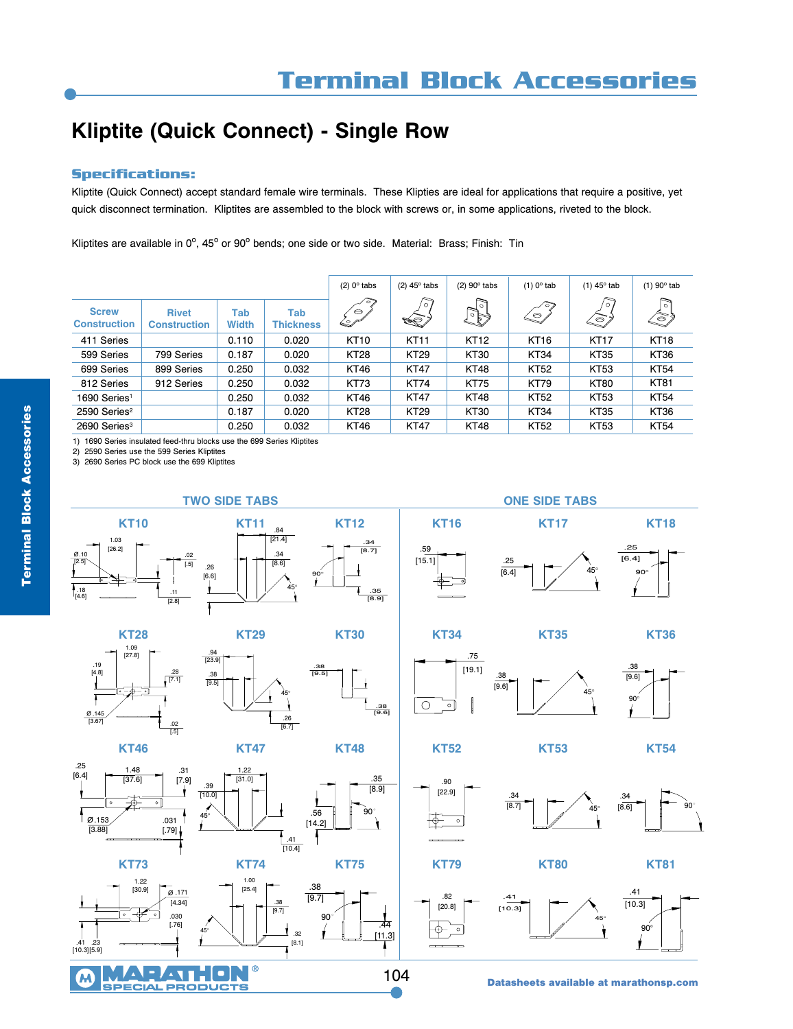# Terminal Block Accessories

## Kliptite (Quick Connect) - Single Row

### Specifications:

Kliptite (Quick Connect) accept standard female wire terminals. These Klipties are ideal for applications that require a positive, yet quick disconnect termination. Kliptites are assembled to the block with screws or, in some applications, riveted to the block.

Kliptites are available in 0°, 45° or 90° bends; one side or two side. Material: Brass; Finish: Tin

| Screw Construction | Rivet Construction | Tab Width | Tab Thickness | (2) 0° tabs | (2) 45° tabs | (2) 90° tabs | (1) 0° tab | (1) 45° tab | (1) 90° tab |
|---|---|---|---|---|---|---|---|---|---|
| 411 Series | | 0.110 | 0.020 | KT10 | KT11 | KT12 | KT16 | KT17 | KT18 |
| 599 Series | 799 Series | 0.187 | 0.020 | KT28 | KT29 | KT30 | KT34 | KT35 | KT36 |
| 699 Series | 899 Series | 0.250 | 0.032 | KT46 | KT47 | KT48 | KT52 | KT53 | KT54 |
| 812 Series | 912 Series | 0.250 | 0.032 | KT73 | KT74 | KT75 | KT79 | KT80 | KT81 |
| 1690 Series[1] | | 0.250 | 0.032 | KT46 | KT47 | KT48 | KT52 | KT53 | KT54 |
| 2590 Series[2] | | 0.187 | 0.020 | KT28 | KT29 | KT30 | KT34 | KT35 | KT36 |
| 2690 Series[3] | | 0.250 | 0.032 | KT46 | KT47 | KT48 | KT52 | KT53 | KT54 |

1) 1690 Series insulated feed-thru blocks use the 699 Series Kliptites
2) 2590 Series use the 599 Series Kliptites
3) 2690 Series PC block use the 699 Kliptites

### TWO SIDE TABS

**KT10** — 1.03 [26.2]; Ø.10 [2.5]; .02 [.5]; .18 [4.6]; .11 [2.8]

**KT11** — .84 [21.4]; .34 [8.6]; .26 [6.6]; 45°

**KT12** — .34 [8.7]; 90°; .35 [8.9]

**KT28** — 1.09 [27.8]; .19 [4.8]; .28 [7.1]; Ø .145 [3.67]; .02 [.5]

**KT29** — .94 [23.9]; .38 [9.5]; 45°; .26 [6.7]

**KT30** — .38 [9.5]; .38 [9.6]

**KT46** — .25 [6.4]; 1.48 [37.6]; .31 [7.9]; Ø.153 [3.88]; .031 [.79]

**KT47** — 1.22 [31.0]; .39 [10.0]; 45°; .41 [10.4]

**KT48** — .35 [8.9]; 90°; .56 [14.2]

**KT73** — 1.22 [30.9]; Ø .171 [4.34]; .030 [.76]; .41 [10.3]; .23 [5.9]

**KT74** — 1.00 [25.4]; .38 [9.7]; 45°; .32 [8.1]

**KT75** — .38 [9.7]; 90; .44 [11.3]

### ONE SIDE TABS

**KT16** — .59 [15.1]

**KT17** — .25 [6.4]; 45°

**KT18** — .25 [6.4]; 90°

**KT34** — .75 [19.1]

**KT35** — .38 [9.6]; 45°

**KT36** — .38 [9.6]; 90°

**KT52** — .90 [22.9]

**KT53** — .34 [8.7]; 45°

**KT54** — .34 [8.6]; 90°

**KT79** — .82 [20.8]

**KT80** — .41 [10.3]; 45°

**KT81** — .41 [10.3]; 90°

Datasheets available at marathonsp.com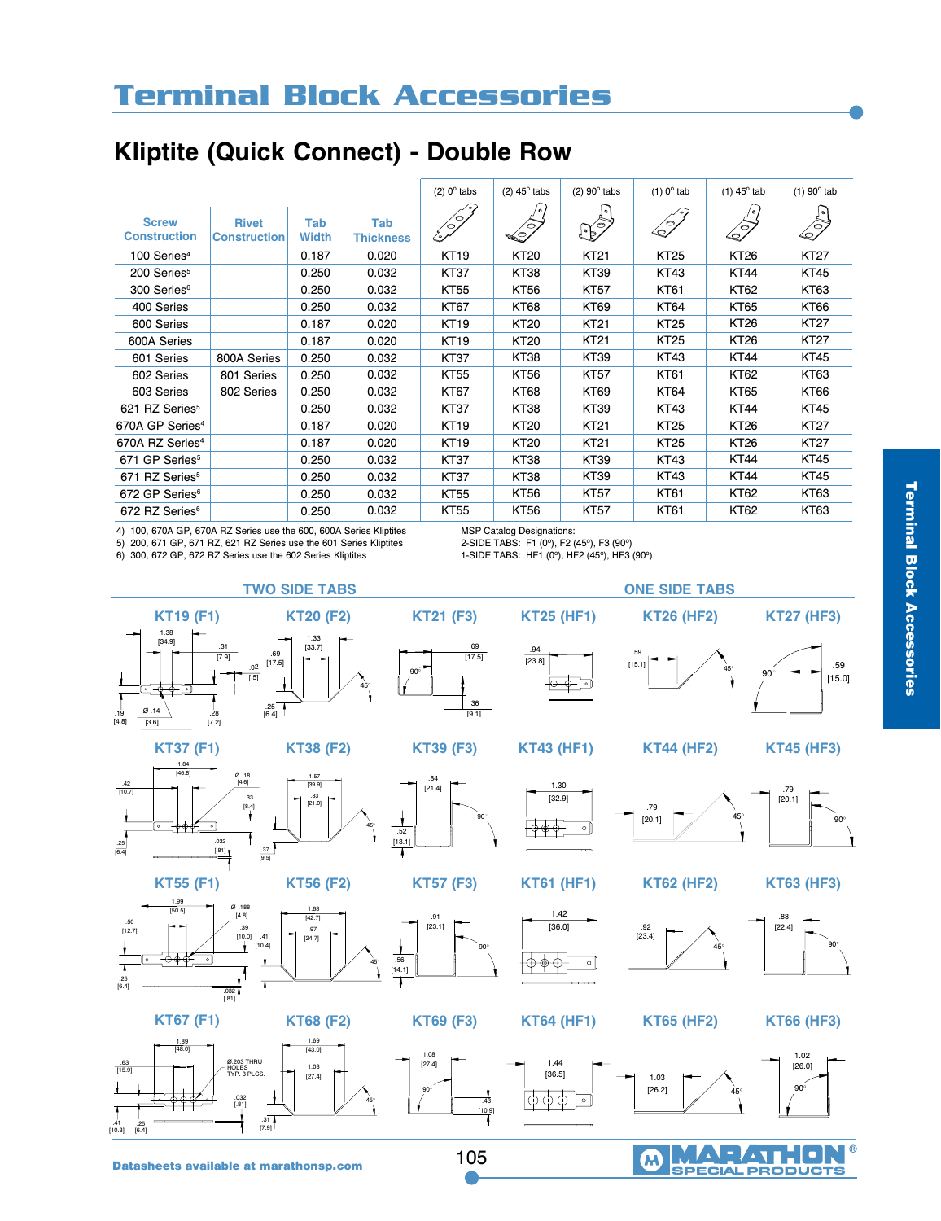# Terminal Block Accessories

## Kliptite (Quick Connect) - Double Row

| Screw Construction | Rivet Construction | Tab Width | Tab Thickness | (2) 0° tabs | (2) 45° tabs | (2) 90° tabs | (1) 0° tab | (1) 45° tab | (1) 90° tab |
|---|---|---|---|---|---|---|---|---|---|
| 100 Series[4] | | 0.187 | 0.020 | KT19 | KT20 | KT21 | KT25 | KT26 | KT27 |
| 200 Series[5] | | 0.250 | 0.032 | KT37 | KT38 | KT39 | KT43 | KT44 | KT45 |
| 300 Series[6] | | 0.250 | 0.032 | KT55 | KT56 | KT57 | KT61 | KT62 | KT63 |
| 400 Series | | 0.250 | 0.032 | KT67 | KT68 | KT69 | KT64 | KT65 | KT66 |
| 600 Series | | 0.187 | 0.020 | KT19 | KT20 | KT21 | KT25 | KT26 | KT27 |
| 600A Series | | 0.187 | 0.020 | KT19 | KT20 | KT21 | KT25 | KT26 | KT27 |
| 601 Series | 800A Series | 0.250 | 0.032 | KT37 | KT38 | KT39 | KT43 | KT44 | KT45 |
| 602 Series | 801 Series | 0.250 | 0.032 | KT55 | KT56 | KT57 | KT61 | KT62 | KT63 |
| 603 Series | 802 Series | 0.250 | 0.032 | KT67 | KT68 | KT69 | KT64 | KT65 | KT66 |
| 621 RZ Series[5] | | 0.250 | 0.032 | KT37 | KT38 | KT39 | KT43 | KT44 | KT45 |
| 670A GP Series[4] | | 0.187 | 0.020 | KT19 | KT20 | KT21 | KT25 | KT26 | KT27 |
| 670A RZ Series[4] | | 0.187 | 0.020 | KT19 | KT20 | KT21 | KT25 | KT26 | KT27 |
| 671 GP Series[5] | | 0.250 | 0.032 | KT37 | KT38 | KT39 | KT43 | KT44 | KT45 |
| 671 RZ Series[5] | | 0.250 | 0.032 | KT37 | KT38 | KT39 | KT43 | KT44 | KT45 |
| 672 GP Series[6] | | 0.250 | 0.032 | KT55 | KT56 | KT57 | KT61 | KT62 | KT63 |
| 672 RZ Series[6] | | 0.250 | 0.032 | KT55 | KT56 | KT57 | KT61 | KT62 | KT63 |

4) 100, 670A GP, 670A RZ Series use the 600, 600A Series Kliptites
5) 200, 671 GP, 671 RZ, 621 RZ Series use the 601 Series Kliptites
6) 300, 672 GP, 672 RZ Series use the 602 Series Kliptites

MSP Catalog Designations:
2-SIDE TABS: F1 (0°), F2 (45°), F3 (90°)
1-SIDE TABS: HF1 (0°), HF2 (45°), HF3 (90°)

### TWO SIDE TABS

**KT19 (F1)**
1.38 [34.9]
.31 [7.9]
.19 [4.8]
Ø .14 [3.6]
.28 [7.2]

**KT20 (F2)**
1.33 [33.7]
.69 [17.5]
.02 [.5]
.25 [6.4]
45°

**KT21 (F3)**
.69 [17.5]
90°
.36 [9.1]

**KT37 (F1)**
1.84 [46.8]
Ø .18 [4.6]
.42 [10.7]
.33 [8.4]
.25 [6.4]
.032 [.81]

**KT38 (F2)**
1.57 [39.9]
.83 [21.0]
45°
.37 [9.5]

**KT39 (F3)**
.84 [21.4]
90°
.52 [13.1]

**KT55 (F1)**
1.99 [50.5]
Ø .188 [4.8]
.50 [12.7]
.39 [10.0]
.41 [10.4]
.25 [6.4]
.032 [.81]

**KT56 (F2)**
1.68 [42.7]
.97 [24.7]
45°

**KT57 (F3)**
.91 [23.1]
90°
.56 [14.1]

**KT67 (F1)**
1.89 [48.0]
.63 [15.9]
Ø.203 THRU HOLES TYP. 3 PLCS.
.032 [.81]
.41 [10.3]
.25 [6.4]
.31 [7.9]

**KT68 (F2)**
1.69 [43.0]
1.08 [27.4]
45°

**KT69 (F3)**
1.08 [27.4]
90°
.43 [10.9]

### ONE SIDE TABS

**KT25 (HF1)**
.94 [23.8]

**KT26 (HF2)**
.59 [15.1]
45°

**KT27 (HF3)**
90°
.59 [15.0]

**KT43 (HF1)**
1.30 [32.9]

**KT44 (HF2)**
.79 [20.1]
45°

**KT45 (HF3)**
.79 [20.1]
90°

**KT61 (HF1)**
1.42 [36.0]

**KT62 (HF2)**
.92 [23.4]
45°

**KT63 (HF3)**
.88 [22.4]
90°

**KT64 (HF1)**
1.44 [36.5]

**KT65 (HF2)**
1.03 [26.2]
45°

**KT66 (HF3)**
1.02 [26.0]
90°

Datasheets available at marathonsp.com

MARATHON® SPECIAL PRODUCTS